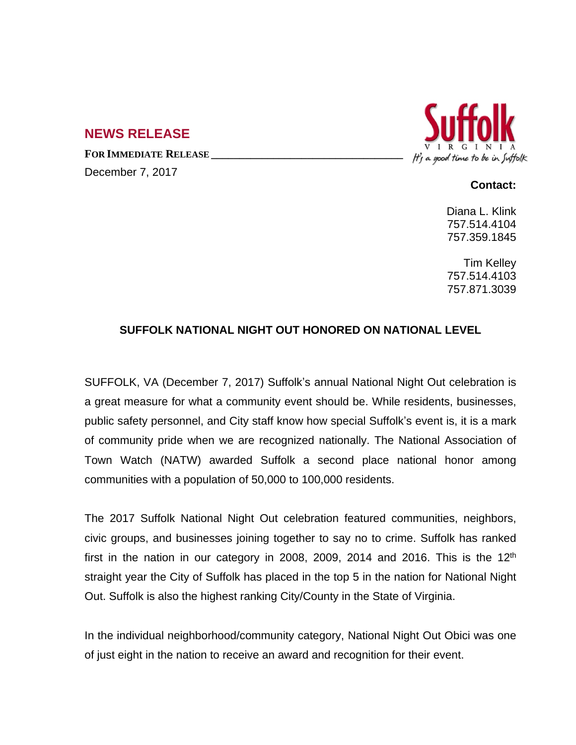## NEWS RELEASE

**FOR IMMEDIATE RELEASE**

December 7, 2017

Suffolk VIRGINIA
It's a good time to be in Suffolk

**Contact:**

Diana L. Klink
757.514.4104
757.359.1845

Tim Kelley
757.514.4103
757.871.3039

### SUFFOLK NATIONAL NIGHT OUT HONORED ON NATIONAL LEVEL

SUFFOLK, VA (December 7, 2017) Suffolk's annual National Night Out celebration is a great measure for what a community event should be. While residents, businesses, public safety personnel, and City staff know how special Suffolk's event is, it is a mark of community pride when we are recognized nationally. The National Association of Town Watch (NATW) awarded Suffolk a second place national honor among communities with a population of 50,000 to 100,000 residents.

The 2017 Suffolk National Night Out celebration featured communities, neighbors, civic groups, and businesses joining together to say no to crime. Suffolk has ranked first in the nation in our category in 2008, 2009, 2014 and 2016. This is the 12th straight year the City of Suffolk has placed in the top 5 in the nation for National Night Out. Suffolk is also the highest ranking City/County in the State of Virginia.

In the individual neighborhood/community category, National Night Out Obici was one of just eight in the nation to receive an award and recognition for their event.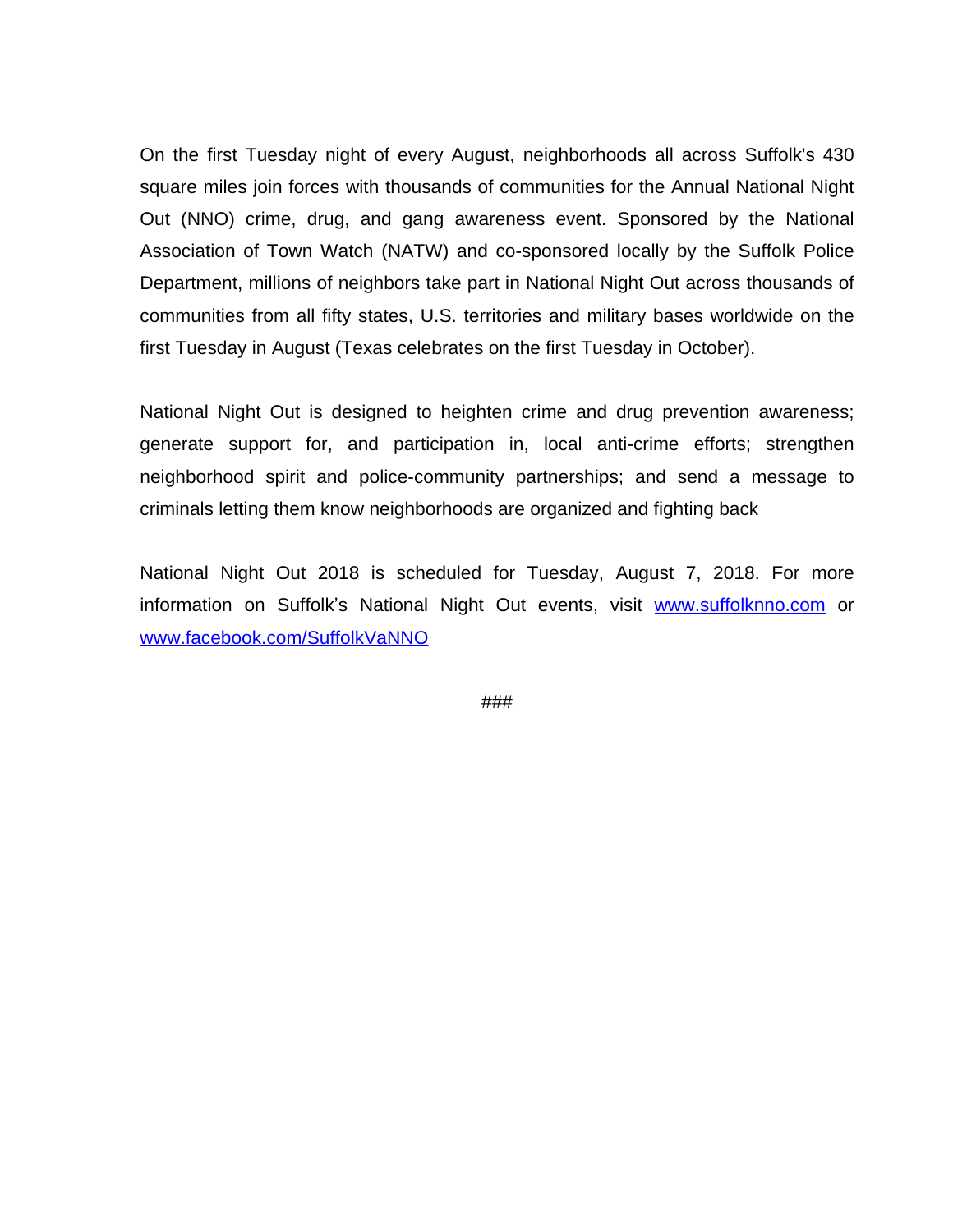On the first Tuesday night of every August, neighborhoods all across Suffolk's 430 square miles join forces with thousands of communities for the Annual National Night Out (NNO) crime, drug, and gang awareness event. Sponsored by the National Association of Town Watch (NATW) and co-sponsored locally by the Suffolk Police Department, millions of neighbors take part in National Night Out across thousands of communities from all fifty states, U.S. territories and military bases worldwide on the first Tuesday in August (Texas celebrates on the first Tuesday in October).

National Night Out is designed to heighten crime and drug prevention awareness; generate support for, and participation in, local anti-crime efforts; strengthen neighborhood spirit and police-community partnerships; and send a message to criminals letting them know neighborhoods are organized and fighting back

National Night Out 2018 is scheduled for Tuesday, August 7, 2018. For more information on Suffolk's National Night Out events, visit [www.suffolknno.com](http://www.suffolknno.com) or [www.facebook.com/SuffolkVaNNO](http://www.facebook.com/SuffolkVaNNO)

###